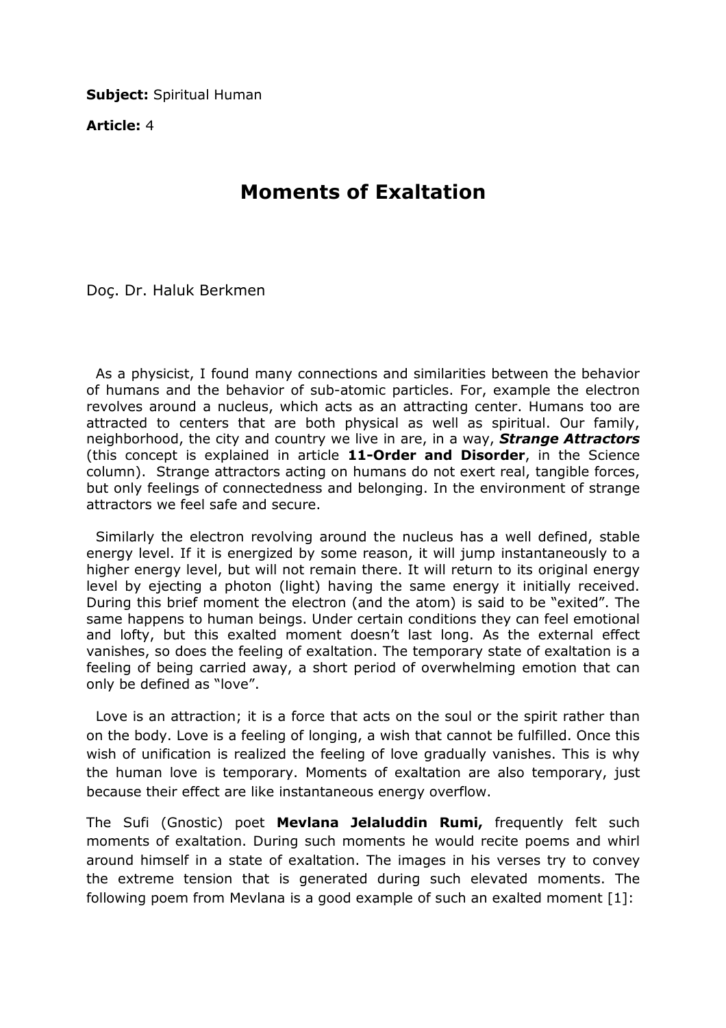**Subject:** Spiritual Human

**Article:** 4

# Moments of Exaltation

Doç. Dr. Haluk Berkmen

As a physicist, I found many connections and similarities between the behavior of humans and the behavior of sub-atomic particles. For, example the electron revolves around a nucleus, which acts as an attracting center. Humans too are attracted to centers that are both physical as well as spiritual. Our family, neighborhood, the city and country we live in are, in a way, ***Strange Attractors*** (this concept is explained in article **11-Order and Disorder**, in the Science column). Strange attractors acting on humans do not exert real, tangible forces, but only feelings of connectedness and belonging. In the environment of strange attractors we feel safe and secure.

Similarly the electron revolving around the nucleus has a well defined, stable energy level. If it is energized by some reason, it will jump instantaneously to a higher energy level, but will not remain there. It will return to its original energy level by ejecting a photon (light) having the same energy it initially received. During this brief moment the electron (and the atom) is said to be "exited". The same happens to human beings. Under certain conditions they can feel emotional and lofty, but this exalted moment doesn't last long. As the external effect vanishes, so does the feeling of exaltation. The temporary state of exaltation is a feeling of being carried away, a short period of overwhelming emotion that can only be defined as "love".

Love is an attraction; it is a force that acts on the soul or the spirit rather than on the body. Love is a feeling of longing, a wish that cannot be fulfilled. Once this wish of unification is realized the feeling of love gradually vanishes. This is why the human love is temporary. Moments of exaltation are also temporary, just because their effect are like instantaneous energy overflow.

The Sufi (Gnostic) poet **Mevlana Jelaluddin Rumi,** frequently felt such moments of exaltation. During such moments he would recite poems and whirl around himself in a state of exaltation. The images in his verses try to convey the extreme tension that is generated during such elevated moments. The following poem from Mevlana is a good example of such an exalted moment [1]: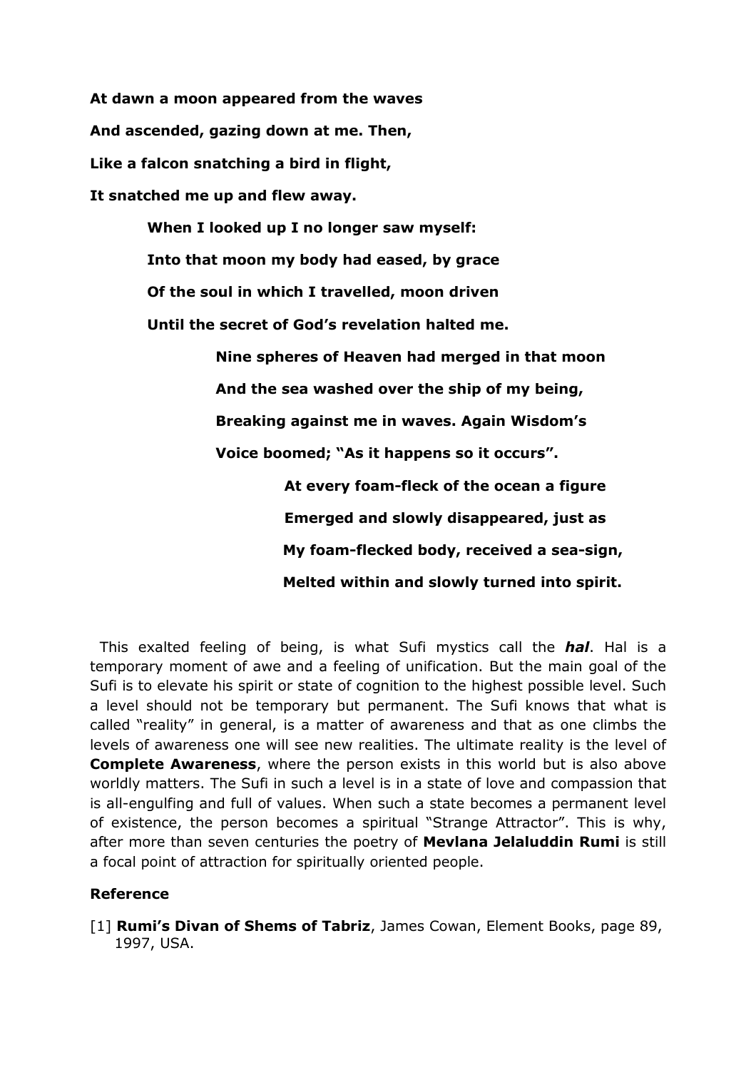**At dawn a moon appeared from the waves**

**And ascended, gazing down at me. Then,**

**Like a falcon snatching a bird in flight,**

**It snatched me up and flew away.**

> **When I looked up I no longer saw myself:**
>
> **Into that moon my body had eased, by grace**
>
> **Of the soul in which I travelled, moon driven**
>
> **Until the secret of God's revelation halted me.**
>
> > **Nine spheres of Heaven had merged in that moon**
> >
> > **And the sea washed over the ship of my being,**
> >
> > **Breaking against me in waves. Again Wisdom's**
> >
> > **Voice boomed; "As it happens so it occurs".**
> >
> > > **At every foam-fleck of the ocean a figure**
> > >
> > > **Emerged and slowly disappeared, just as**
> > >
> > > **My foam-flecked body, received a sea-sign,**
> > >
> > > **Melted within and slowly turned into spirit.**

This exalted feeling of being, is what Sufi mystics call the ***hal***. Hal is a temporary moment of awe and a feeling of unification. But the main goal of the Sufi is to elevate his spirit or state of cognition to the highest possible level. Such a level should not be temporary but permanent. The Sufi knows that what is called "reality" in general, is a matter of awareness and that as one climbs the levels of awareness one will see new realities. The ultimate reality is the level of **Complete Awareness**, where the person exists in this world but is also above worldly matters. The Sufi in such a level is in a state of love and compassion that is all-engulfing and full of values. When such a state becomes a permanent level of existence, the person becomes a spiritual "Strange Attractor". This is why, after more than seven centuries the poetry of **Mevlana Jelaluddin Rumi** is still a focal point of attraction for spiritually oriented people.

### Reference

[1] **Rumi's Divan of Shems of Tabriz**, James Cowan, Element Books, page 89, 1997, USA.